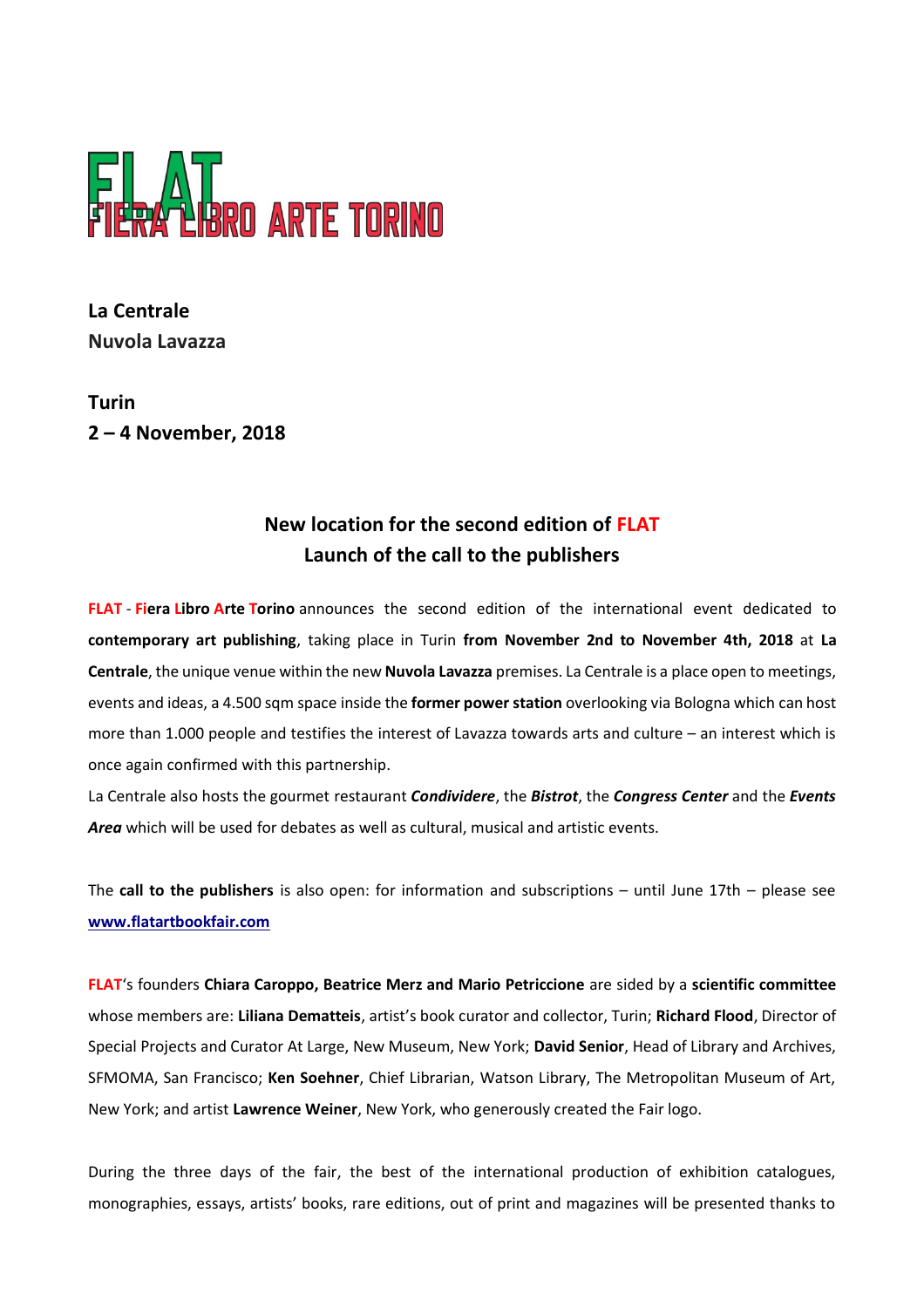# FLAT
FIERA LIBRO ARTE TORINO

**La Centrale**
**Nuvola Lavazza**

**Turin**
**2 – 4 November, 2018**

## New location for the second edition of FLAT
## Launch of the call to the publishers

**FLAT** - **Fiera Libro Arte Torino** announces the second edition of the international event dedicated to **contemporary art publishing**, taking place in Turin **from November 2nd to November 4th, 2018** at **La Centrale**, the unique venue within the new **Nuvola Lavazza** premises. La Centrale is a place open to meetings, events and ideas, a 4.500 sqm space inside the **former power station** overlooking via Bologna which can host more than 1.000 people and testifies the interest of Lavazza towards arts and culture – an interest which is once again confirmed with this partnership.
La Centrale also hosts the gourmet restaurant ***Condividere***, the ***Bistrot***, the ***Congress Center*** and the ***Events Area*** which will be used for debates as well as cultural, musical and artistic events.

The **call to the publishers** is also open: for information and subscriptions – until June 17th – please see **www.flatartbookfair.com**

**FLAT**'s founders **Chiara Caroppo, Beatrice Merz and Mario Petriccione** are sided by a **scientific committee** whose members are: **Liliana Dematteis**, artist's book curator and collector, Turin; **Richard Flood**, Director of Special Projects and Curator At Large, New Museum, New York; **David Senior**, Head of Library and Archives, SFMOMA, San Francisco; **Ken Soehner**, Chief Librarian, Watson Library, The Metropolitan Museum of Art, New York; and artist **Lawrence Weiner**, New York, who generously created the Fair logo.

During the three days of the fair, the best of the international production of exhibition catalogues, monographies, essays, artists' books, rare editions, out of print and magazines will be presented thanks to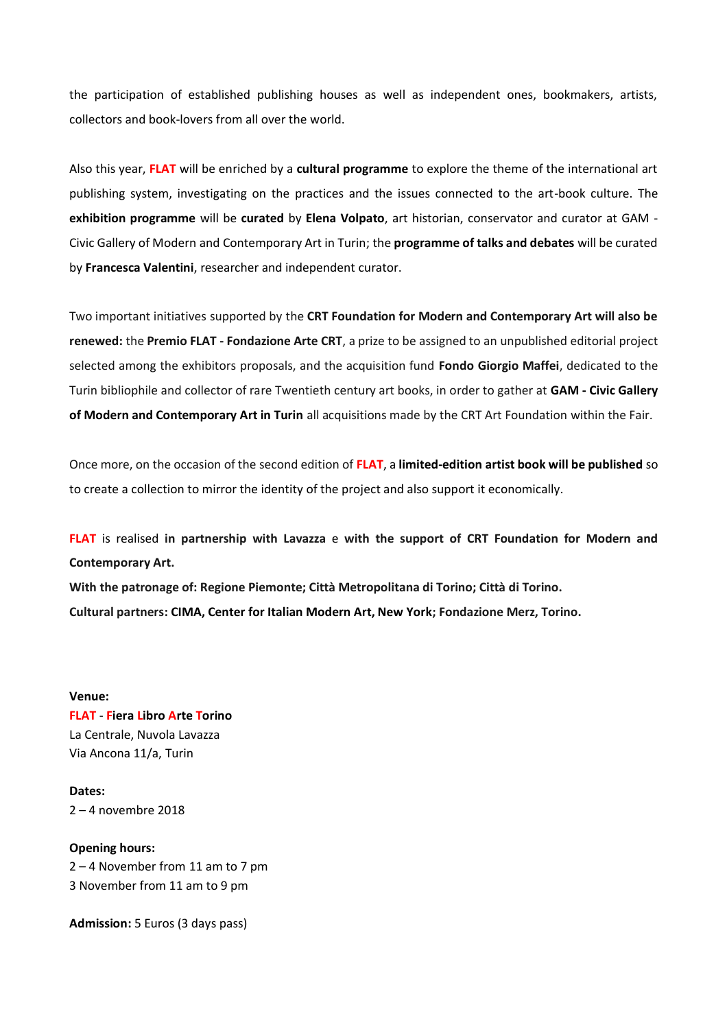the participation of established publishing houses as well as independent ones, bookmakers, artists, collectors and book-lovers from all over the world.

Also this year, **FLAT** will be enriched by a **cultural programme** to explore the theme of the international art publishing system, investigating on the practices and the issues connected to the art-book culture. The **exhibition programme** will be **curated** by **Elena Volpato**, art historian, conservator and curator at GAM - Civic Gallery of Modern and Contemporary Art in Turin; the **programme of talks and debates** will be curated by **Francesca Valentini**, researcher and independent curator.

Two important initiatives supported by the **CRT Foundation for Modern and Contemporary Art will also be renewed:** the **Premio FLAT - Fondazione Arte CRT**, a prize to be assigned to an unpublished editorial project selected among the exhibitors proposals, and the acquisition fund **Fondo Giorgio Maffei**, dedicated to the Turin bibliophile and collector of rare Twentieth century art books, in order to gather at **GAM - Civic Gallery of Modern and Contemporary Art in Turin** all acquisitions made by the CRT Art Foundation within the Fair.

Once more, on the occasion of the second edition of **FLAT**, a **limited-edition artist book will be published** so to create a collection to mirror the identity of the project and also support it economically.

**FLAT** is realised **in partnership with Lavazza** e **with the support of CRT Foundation for Modern and Contemporary Art.**
**With the patronage of: Regione Piemonte; Città Metropolitana di Torino; Città di Torino.**
**Cultural partners: CIMA, Center for Italian Modern Art, New York; Fondazione Merz, Torino.**

**Venue:**
**FLAT - Fiera Libro Arte Torino**
La Centrale, Nuvola Lavazza
Via Ancona 11/a, Turin

**Dates:**
2 – 4 novembre 2018

**Opening hours:**
2 – 4 November from 11 am to 7 pm
3 November from 11 am to 9 pm

**Admission:** 5 Euros (3 days pass)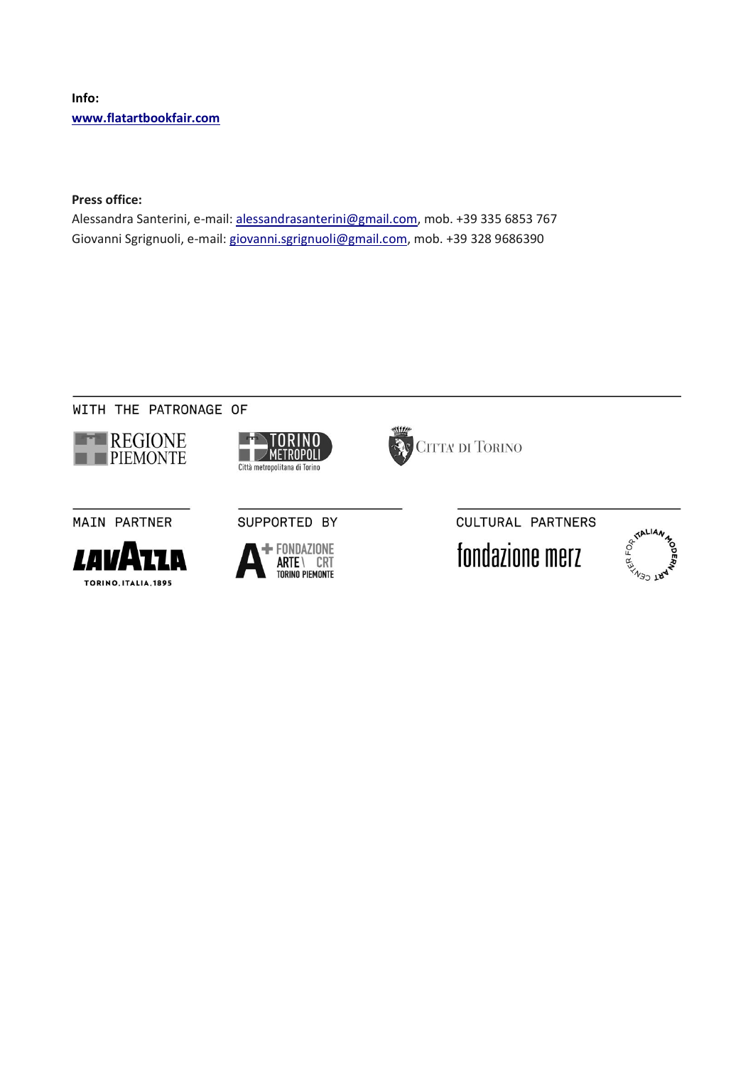**Info:**
**www.flatartbookfair.com**

**Press office:**
Alessandra Santerini, e-mail: alessandrasanterini@gmail.com, mob. +39 335 6853 767
Giovanni Sgrignuoli, e-mail: giovanni.sgrignuoli@gmail.com, mob. +39 328 9686390

WITH THE PATRONAGE OF

REGIONE PIEMONTE

TORINO METROPOLI
Città metropolitana di Torino

CITTA' DI TORINO

MAIN PARTNER

LAVAZZA
TORINO, ITALIA, 1895

SUPPORTED BY

FONDAZIONE ARTE CRT
TORINO PIEMONTE

CULTURAL PARTNERS

fondazione merz

CENTER FOR ITALIAN MODERN ART